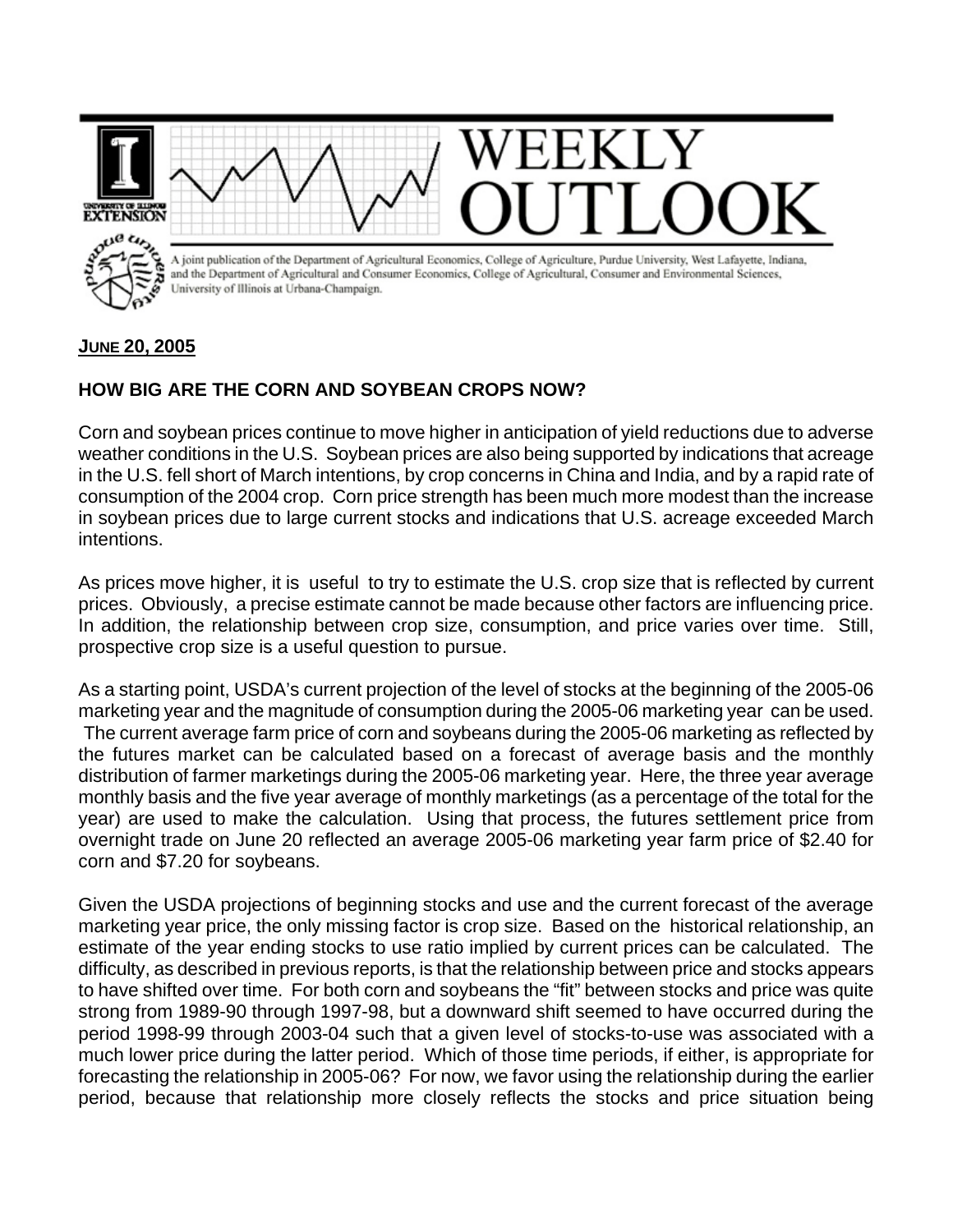# WEEKLY OUTLOOK

A joint publication of the Department of Agricultural Economics, College of Agriculture, Purdue University, West Lafayette, Indiana, and the Department of Agricultural and Consumer Economics, College of Agricultural, Consumer and Environmental Sciences, University of Illinois at Urbana-Champaign.

**JUNE 20, 2005**

## HOW BIG ARE THE CORN AND SOYBEAN CROPS NOW?

Corn and soybean prices continue to move higher in anticipation of yield reductions due to adverse weather conditions in the U.S. Soybean prices are also being supported by indications that acreage in the U.S. fell short of March intentions, by crop concerns in China and India, and by a rapid rate of consumption of the 2004 crop. Corn price strength has been much more modest than the increase in soybean prices due to large current stocks and indications that U.S. acreage exceeded March intentions.

As prices move higher, it is useful to try to estimate the U.S. crop size that is reflected by current prices. Obviously, a precise estimate cannot be made because other factors are influencing price. In addition, the relationship between crop size, consumption, and price varies over time. Still, prospective crop size is a useful question to pursue.

As a starting point, USDA's current projection of the level of stocks at the beginning of the 2005-06 marketing year and the magnitude of consumption during the 2005-06 marketing year can be used. The current average farm price of corn and soybeans during the 2005-06 marketing as reflected by the futures market can be calculated based on a forecast of average basis and the monthly distribution of farmer marketings during the 2005-06 marketing year. Here, the three year average monthly basis and the five year average of monthly marketings (as a percentage of the total for the year) are used to make the calculation. Using that process, the futures settlement price from overnight trade on June 20 reflected an average 2005-06 marketing year farm price of $2.40 for corn and $7.20 for soybeans.

Given the USDA projections of beginning stocks and use and the current forecast of the average marketing year price, the only missing factor is crop size. Based on the historical relationship, an estimate of the year ending stocks to use ratio implied by current prices can be calculated. The difficulty, as described in previous reports, is that the relationship between price and stocks appears to have shifted over time. For both corn and soybeans the "fit" between stocks and price was quite strong from 1989-90 through 1997-98, but a downward shift seemed to have occurred during the period 1998-99 through 2003-04 such that a given level of stocks-to-use was associated with a much lower price during the latter period. Which of those time periods, if either, is appropriate for forecasting the relationship in 2005-06? For now, we favor using the relationship during the earlier period, because that relationship more closely reflects the stocks and price situation being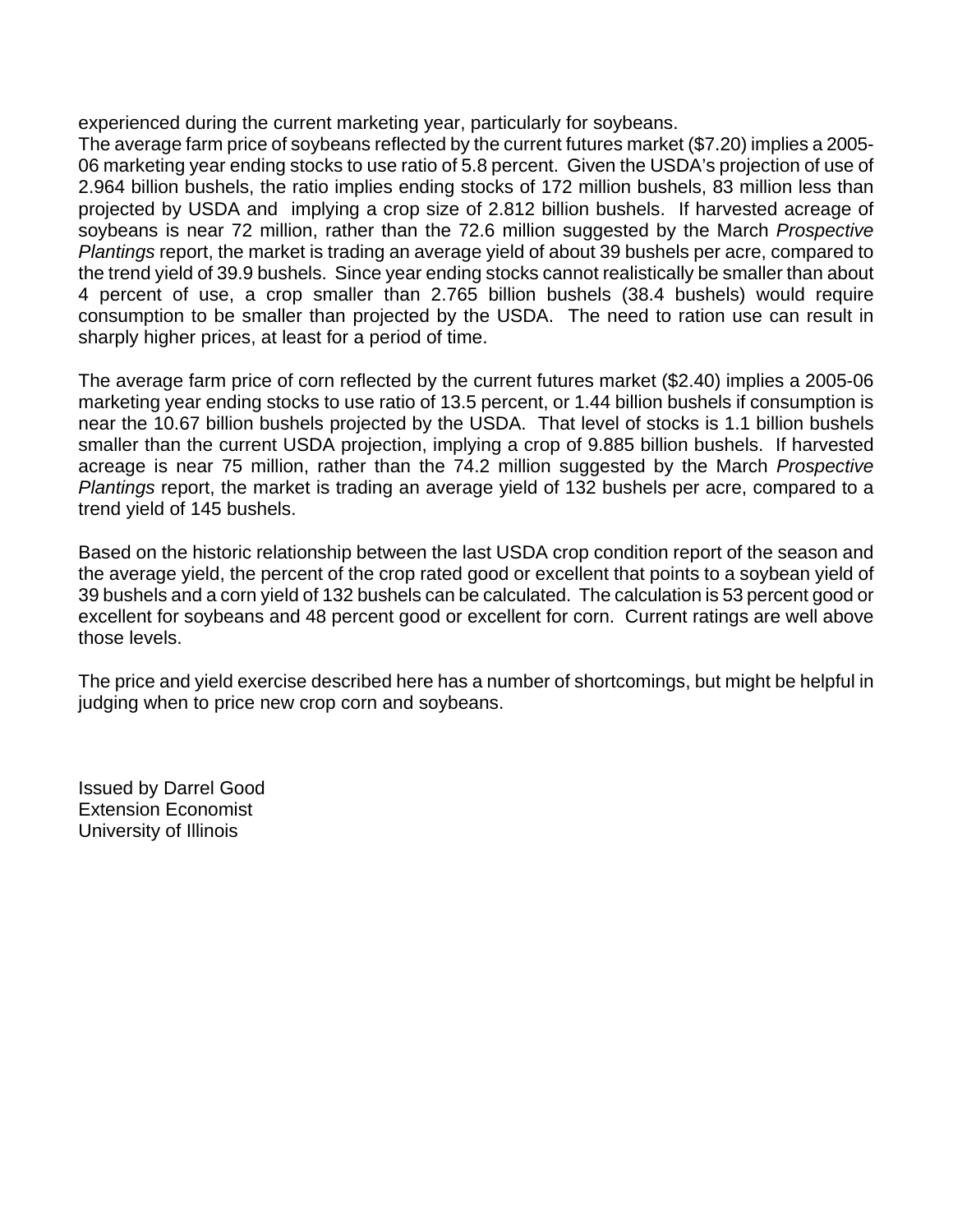experienced during the current marketing year, particularly for soybeans.
The average farm price of soybeans reflected by the current futures market ($7.20) implies a 2005-06 marketing year ending stocks to use ratio of 5.8 percent. Given the USDA's projection of use of 2.964 billion bushels, the ratio implies ending stocks of 172 million bushels, 83 million less than projected by USDA and implying a crop size of 2.812 billion bushels. If harvested acreage of soybeans is near 72 million, rather than the 72.6 million suggested by the March *Prospective Plantings* report, the market is trading an average yield of about 39 bushels per acre, compared to the trend yield of 39.9 bushels. Since year ending stocks cannot realistically be smaller than about 4 percent of use, a crop smaller than 2.765 billion bushels (38.4 bushels) would require consumption to be smaller than projected by the USDA. The need to ration use can result in sharply higher prices, at least for a period of time.

The average farm price of corn reflected by the current futures market ($2.40) implies a 2005-06 marketing year ending stocks to use ratio of 13.5 percent, or 1.44 billion bushels if consumption is near the 10.67 billion bushels projected by the USDA. That level of stocks is 1.1 billion bushels smaller than the current USDA projection, implying a crop of 9.885 billion bushels. If harvested acreage is near 75 million, rather than the 74.2 million suggested by the March *Prospective Plantings* report, the market is trading an average yield of 132 bushels per acre, compared to a trend yield of 145 bushels.

Based on the historic relationship between the last USDA crop condition report of the season and the average yield, the percent of the crop rated good or excellent that points to a soybean yield of 39 bushels and a corn yield of 132 bushels can be calculated. The calculation is 53 percent good or excellent for soybeans and 48 percent good or excellent for corn. Current ratings are well above those levels.

The price and yield exercise described here has a number of shortcomings, but might be helpful in judging when to price new crop corn and soybeans.

Issued by Darrel Good
Extension Economist
University of Illinois